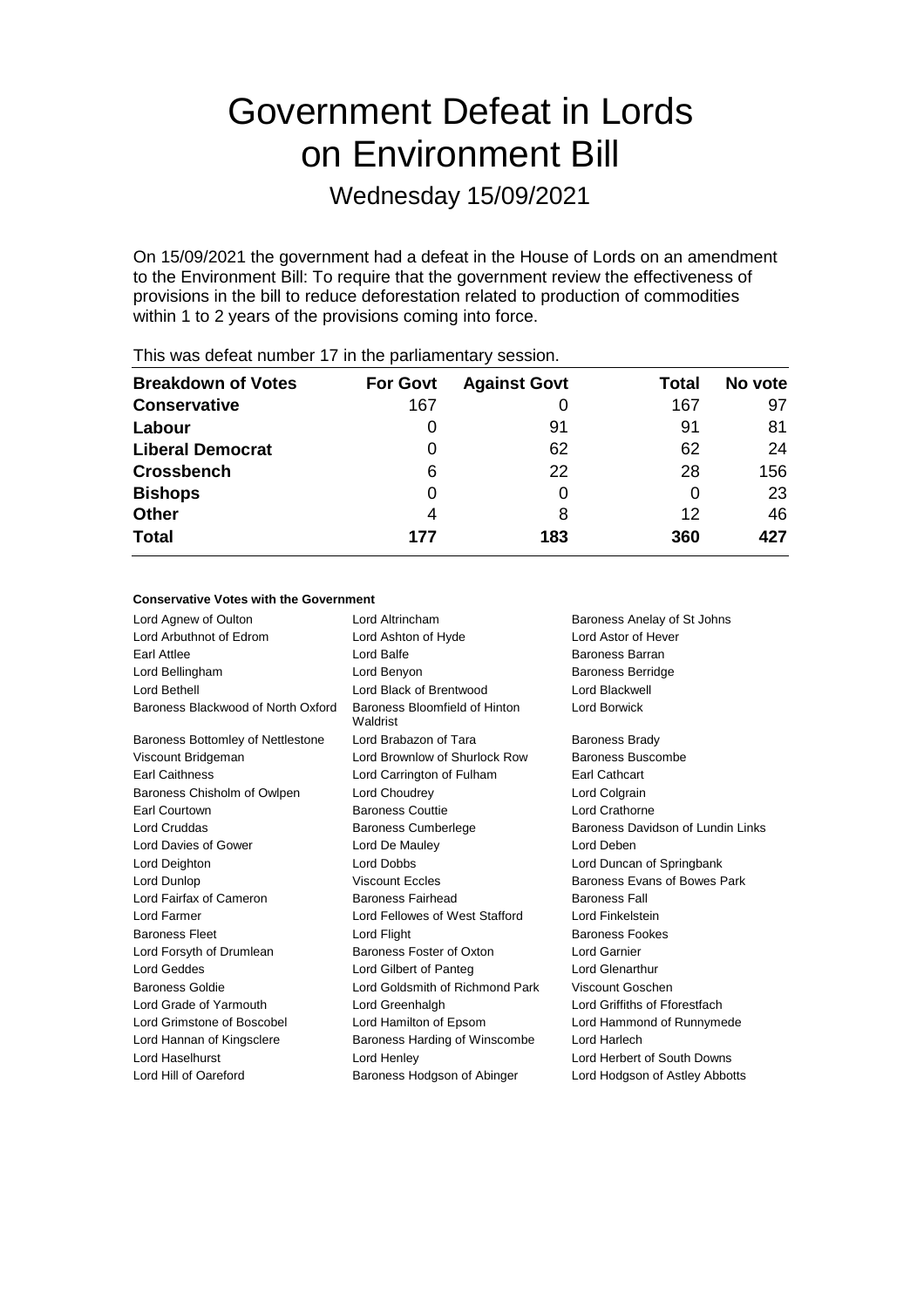# Government Defeat in Lords on Environment Bill

Wednesday 15/09/2021

On 15/09/2021 the government had a defeat in the House of Lords on an amendment to the Environment Bill: To require that the government review the effectiveness of provisions in the bill to reduce deforestation related to production of commodities within 1 to 2 years of the provisions coming into force.

This was defeat number 17 in the parliamentary session.

| Breakdown of Votes | For Govt | Against Govt | Total | No vote |
|---|---|---|---|---|
| **Conservative** | 167 | 0 | 167 | 97 |
| **Labour** | 0 | 91 | 91 | 81 |
| **Liberal Democrat** | 0 | 62 | 62 | 24 |
| **Crossbench** | 6 | 22 | 28 | 156 |
| **Bishops** | 0 | 0 | 0 | 23 |
| **Other** | 4 | 8 | 12 | 46 |
| **Total** | **177** | **183** | **360** | **427** |

### Conservative Votes with the Government

| | | |
|---|---|---|
| Lord Agnew of Oulton | Lord Altrincham | Baroness Anelay of St Johns |
| Lord Arbuthnot of Edrom | Lord Ashton of Hyde | Lord Astor of Hever |
| Earl Attlee | Lord Balfe | Baroness Barran |
| Lord Bellingham | Lord Benyon | Baroness Berridge |
| Lord Bethell | Lord Black of Brentwood | Lord Blackwell |
| Baroness Blackwood of North Oxford | Baroness Bloomfield of Hinton Waldrist | Lord Borwick |
| Baroness Bottomley of Nettlestone | Lord Brabazon of Tara | Baroness Brady |
| Viscount Bridgeman | Lord Brownlow of Shurlock Row | Baroness Buscombe |
| Earl Caithness | Lord Carrington of Fulham | Earl Cathcart |
| Baroness Chisholm of Owlpen | Lord Choudrey | Lord Colgrain |
| Earl Courtown | Baroness Couttie | Lord Crathorne |
| Lord Cruddas | Baroness Cumberlege | Baroness Davidson of Lundin Links |
| Lord Davies of Gower | Lord De Mauley | Lord Deben |
| Lord Deighton | Lord Dobbs | Lord Duncan of Springbank |
| Lord Dunlop | Viscount Eccles | Baroness Evans of Bowes Park |
| Lord Fairfax of Cameron | Baroness Fairhead | Baroness Fall |
| Lord Farmer | Lord Fellowes of West Stafford | Lord Finkelstein |
| Baroness Fleet | Lord Flight | Baroness Fookes |
| Lord Forsyth of Drumlean | Baroness Foster of Oxton | Lord Garnier |
| Lord Geddes | Lord Gilbert of Panteg | Lord Glenarthur |
| Baroness Goldie | Lord Goldsmith of Richmond Park | Viscount Goschen |
| Lord Grade of Yarmouth | Lord Greenhalgh | Lord Griffiths of Fforestfach |
| Lord Grimstone of Boscobel | Lord Hamilton of Epsom | Lord Hammond of Runnymede |
| Lord Hannan of Kingsclere | Baroness Harding of Winscombe | Lord Harlech |
| Lord Haselhurst | Lord Henley | Lord Herbert of South Downs |
| Lord Hill of Oareford | Baroness Hodgson of Abinger | Lord Hodgson of Astley Abbotts |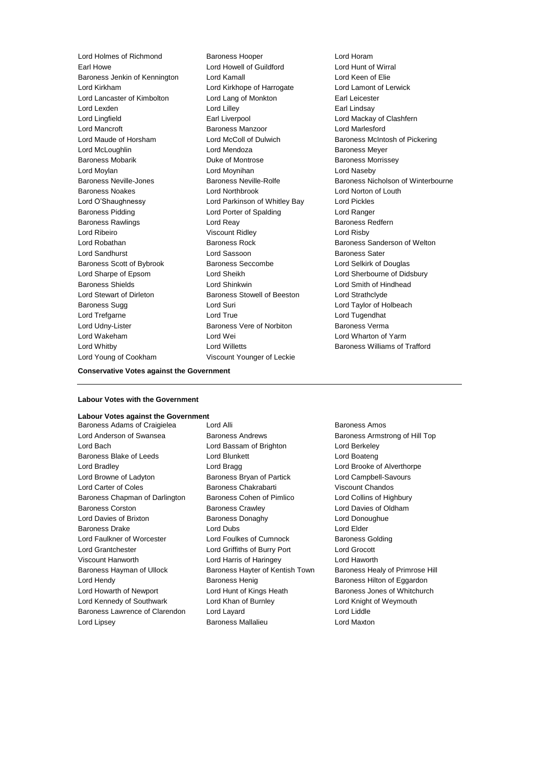Lord Holmes of Richmond
Baroness Hooper
Lord Horam
Earl Howe
Lord Howell of Guildford
Lord Hunt of Wirral
Baroness Jenkin of Kennington
Lord Kamall
Lord Keen of Elie
Lord Kirkham
Lord Kirkhope of Harrogate
Lord Lamont of Lerwick
Lord Lancaster of Kimbolton
Lord Lang of Monkton
Earl Leicester
Lord Lexden
Lord Lilley
Earl Lindsay
Lord Lingfield
Earl Liverpool
Lord Mackay of Clashfern
Lord Mancroft
Baroness Manzoor
Lord Marlesford
Lord Maude of Horsham
Lord McColl of Dulwich
Baroness McIntosh of Pickering
Lord McLoughlin
Lord Mendoza
Baroness Meyer
Baroness Mobarik
Duke of Montrose
Baroness Morrissey
Lord Moylan
Lord Moynihan
Lord Naseby
Baroness Neville-Jones
Baroness Neville-Rolfe
Baroness Nicholson of Winterbourne
Baroness Noakes
Lord Northbrook
Lord Norton of Louth
Lord O'Shaughnessy
Lord Parkinson of Whitley Bay
Lord Pickles
Baroness Pidding
Lord Porter of Spalding
Lord Ranger
Baroness Rawlings
Lord Reay
Baroness Redfern
Lord Ribeiro
Viscount Ridley
Lord Risby
Lord Robathan
Baroness Rock
Baroness Sanderson of Welton
Lord Sandhurst
Lord Sassoon
Baroness Sater
Baroness Scott of Bybrook
Baroness Seccombe
Lord Selkirk of Douglas
Lord Sharpe of Epsom
Lord Sheikh
Lord Sherbourne of Didsbury
Baroness Shields
Lord Shinkwin
Lord Smith of Hindhead
Lord Stewart of Dirleton
Baroness Stowell of Beeston
Lord Strathclyde
Baroness Sugg
Lord Suri
Lord Taylor of Holbeach
Lord Trefgarne
Lord True
Lord Tugendhat
Lord Udny-Lister
Baroness Vere of Norbiton
Baroness Verma
Lord Wakeham
Lord Wei
Lord Wharton of Yarm
Lord Whitby
Lord Willetts
Baroness Williams of Trafford
Lord Young of Cookham
Viscount Younger of Leckie

**Conservative Votes against the Government**

---

**Labour Votes with the Government**

**Labour Votes against the Government**

Baroness Adams of Craigielea
Lord Alli
Baroness Amos
Lord Anderson of Swansea
Baroness Andrews
Baroness Armstrong of Hill Top
Lord Bach
Lord Bassam of Brighton
Lord Berkeley
Baroness Blake of Leeds
Lord Blunkett
Lord Boateng
Lord Bradley
Lord Bragg
Lord Brooke of Alverthorpe
Lord Browne of Ladyton
Baroness Bryan of Partick
Lord Campbell-Savours
Lord Carter of Coles
Baroness Chakrabarti
Viscount Chandos
Baroness Chapman of Darlington
Baroness Cohen of Pimlico
Lord Collins of Highbury
Baroness Corston
Baroness Crawley
Lord Davies of Oldham
Lord Davies of Brixton
Baroness Donaghy
Lord Donoughue
Baroness Drake
Lord Dubs
Lord Elder
Lord Faulkner of Worcester
Lord Foulkes of Cumnock
Baroness Golding
Lord Grantchester
Lord Griffiths of Burry Port
Lord Grocott
Viscount Hanworth
Lord Harris of Haringey
Lord Haworth
Baroness Hayman of Ullock
Baroness Hayter of Kentish Town
Baroness Healy of Primrose Hill
Lord Hendy
Baroness Henig
Baroness Hilton of Eggardon
Lord Howarth of Newport
Lord Hunt of Kings Heath
Baroness Jones of Whitchurch
Lord Kennedy of Southwark
Lord Khan of Burnley
Lord Knight of Weymouth
Baroness Lawrence of Clarendon
Lord Layard
Lord Liddle
Lord Lipsey
Baroness Mallalieu
Lord Maxton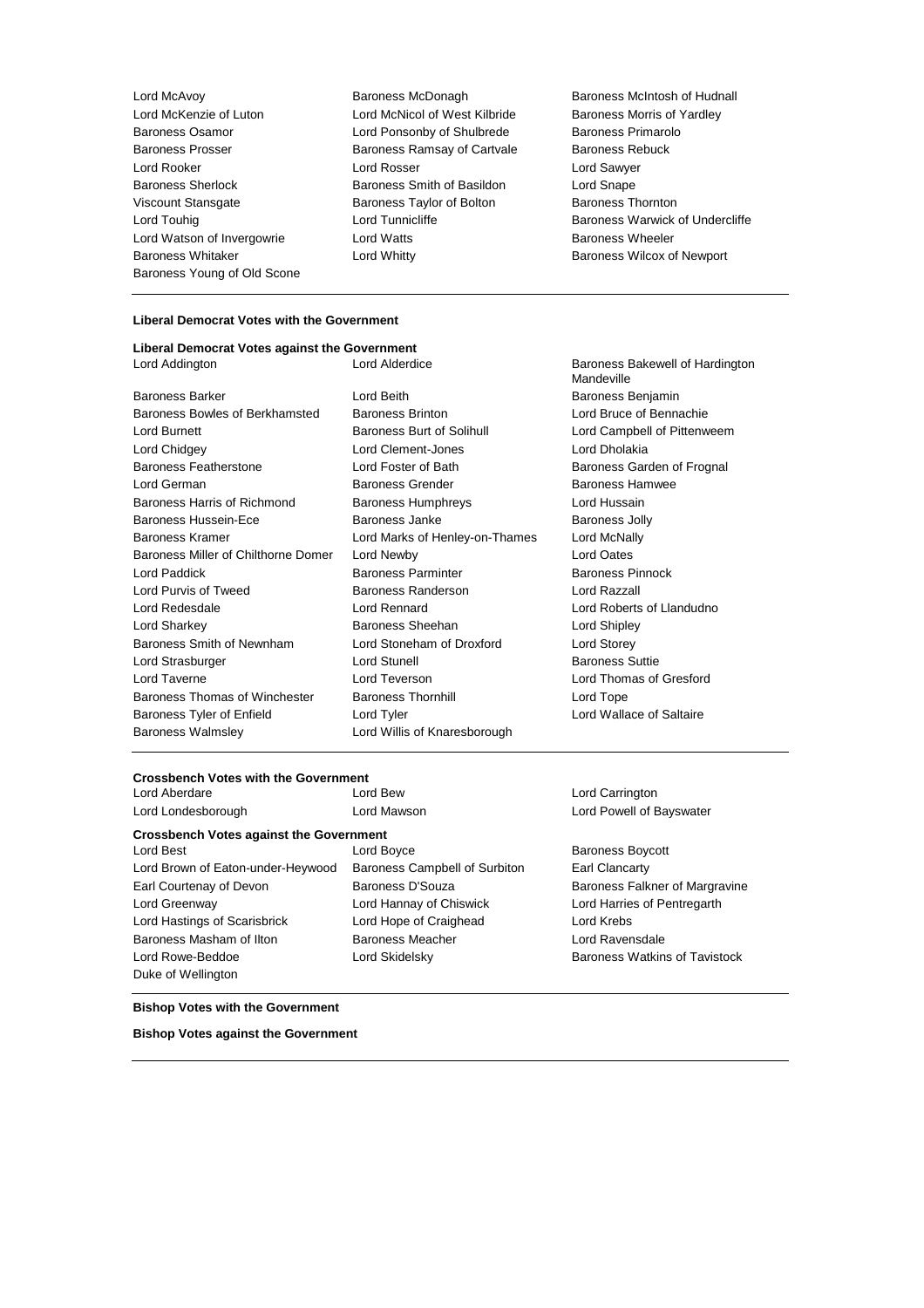Lord McAvoy, Baroness McDonagh, Baroness McIntosh of Hudnall, Lord McKenzie of Luton, Lord McNicol of West Kilbride, Baroness Morris of Yardley, Baroness Osamor, Lord Ponsonby of Shulbrede, Baroness Primarolo, Baroness Prosser, Baroness Ramsay of Cartvale, Baroness Rebuck, Lord Rooker, Lord Rosser, Lord Sawyer, Baroness Sherlock, Baroness Smith of Basildon, Lord Snape, Viscount Stansgate, Baroness Taylor of Bolton, Baroness Thornton, Lord Touhig, Lord Tunnicliffe, Baroness Warwick of Undercliffe, Lord Watson of Invergowrie, Lord Watts, Baroness Wheeler, Baroness Whitaker, Lord Whitty, Baroness Wilcox of Newport, Baroness Young of Old Scone

---

**Liberal Democrat Votes with the Government**

**Liberal Democrat Votes against the Government**

Lord Addington, Lord Alderdice, Baroness Bakewell of Hardington Mandeville, Baroness Barker, Lord Beith, Baroness Benjamin, Baroness Bowles of Berkhamsted, Baroness Brinton, Lord Bruce of Bennachie, Lord Burnett, Baroness Burt of Solihull, Lord Campbell of Pittenweem, Lord Chidgey, Lord Clement-Jones, Lord Dholakia, Baroness Featherstone, Lord Foster of Bath, Baroness Garden of Frognal, Lord German, Baroness Grender, Baroness Hamwee, Baroness Harris of Richmond, Baroness Humphreys, Lord Hussain, Baroness Hussein-Ece, Baroness Janke, Baroness Jolly, Baroness Kramer, Lord Marks of Henley-on-Thames, Lord McNally, Baroness Miller of Chilthorne Domer, Lord Newby, Lord Oates, Lord Paddick, Baroness Parminter, Baroness Pinnock, Lord Purvis of Tweed, Baroness Randerson, Lord Razzall, Lord Redesdale, Lord Rennard, Lord Roberts of Llandudno, Lord Sharkey, Baroness Sheehan, Lord Shipley, Baroness Smith of Newnham, Lord Stoneham of Droxford, Lord Storey, Lord Strasburger, Lord Stunell, Baroness Suttie, Lord Taverne, Lord Teverson, Lord Thomas of Gresford, Baroness Thomas of Winchester, Baroness Thornhill, Lord Tope, Baroness Tyler of Enfield, Lord Tyler, Lord Wallace of Saltaire, Baroness Walmsley, Lord Willis of Knaresborough

---

**Crossbench Votes with the Government**

Lord Aberdare, Lord Bew, Lord Carrington, Lord Londesborough, Lord Mawson, Lord Powell of Bayswater

**Crossbench Votes against the Government**

Lord Best, Lord Boyce, Baroness Boycott, Lord Brown of Eaton-under-Heywood, Baroness Campbell of Surbiton, Earl Clancarty, Earl Courtenay of Devon, Baroness D'Souza, Baroness Falkner of Margravine, Lord Greenway, Lord Hannay of Chiswick, Lord Harries of Pentregarth, Lord Hastings of Scarisbrick, Lord Hope of Craighead, Lord Krebs, Baroness Masham of Ilton, Baroness Meacher, Lord Ravensdale, Lord Rowe-Beddoe, Lord Skidelsky, Baroness Watkins of Tavistock, Duke of Wellington

---

**Bishop Votes with the Government**

**Bishop Votes against the Government**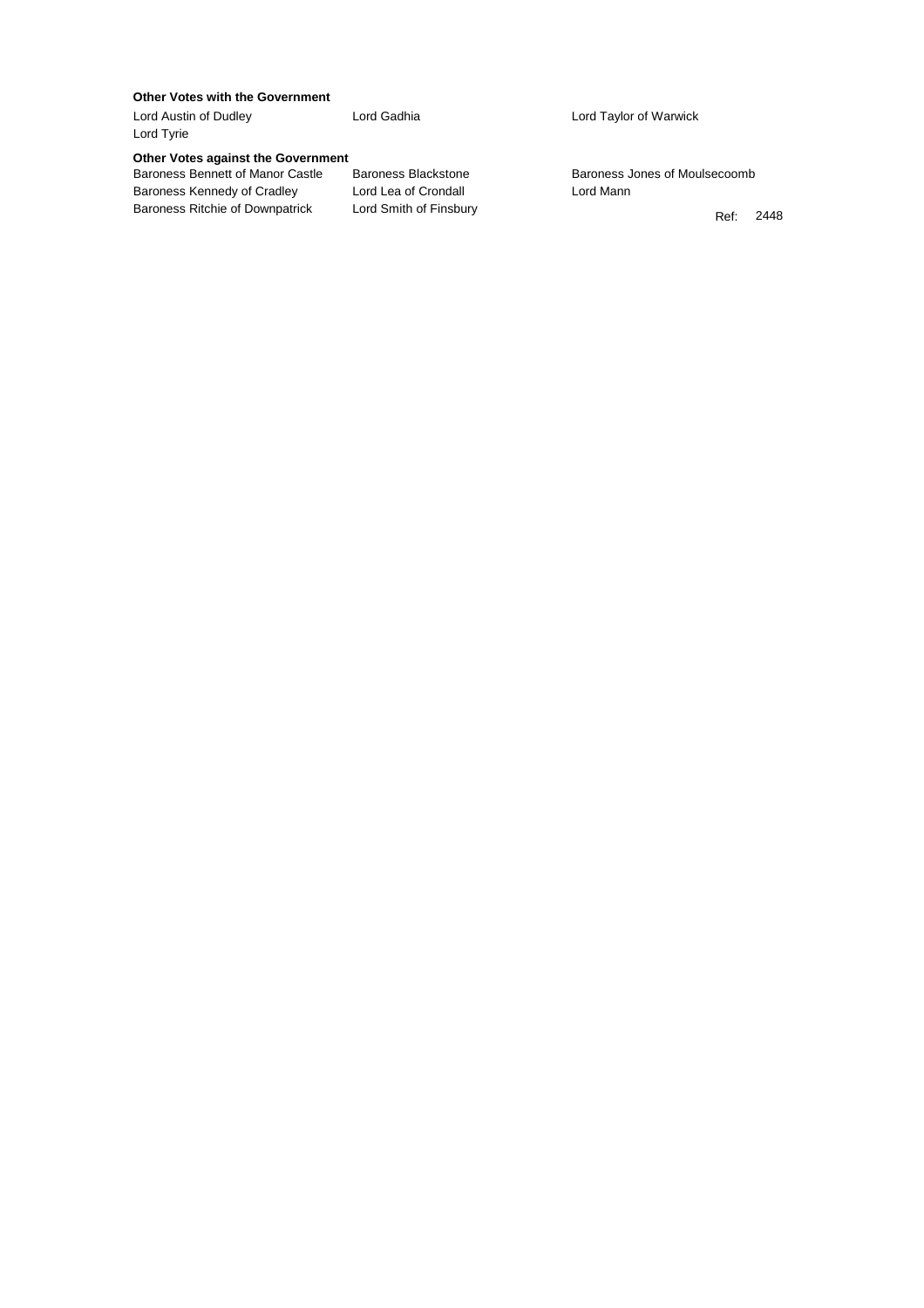**Other Votes with the Government**

| | | |
|---|---|---|
| Lord Austin of Dudley | Lord Gadhia | Lord Taylor of Warwick |
| Lord Tyrie | | |

**Other Votes against the Government**

| | | |
|---|---|---|
| Baroness Bennett of Manor Castle | Baroness Blackstone | Baroness Jones of Moulsecoomb |
| Baroness Kennedy of Cradley | Lord Lea of Crondall | Lord Mann |
| Baroness Ritchie of Downpatrick | Lord Smith of Finsbury | |

Ref: 2448